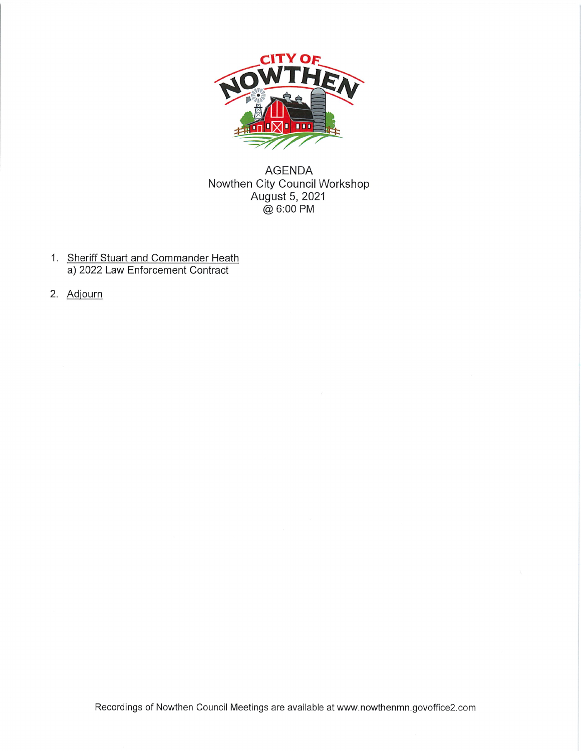CITY OF NOWTHEN

# AGENDA

Nowthen City Council Workshop
August 5, 2021
@ 6:00 PM

1. Sheriff Stuart and Commander Heath
   a) 2022 Law Enforcement Contract
2. Adjourn

Recordings of Nowthen Council Meetings are available at www.nowthenmn.govoffice2.com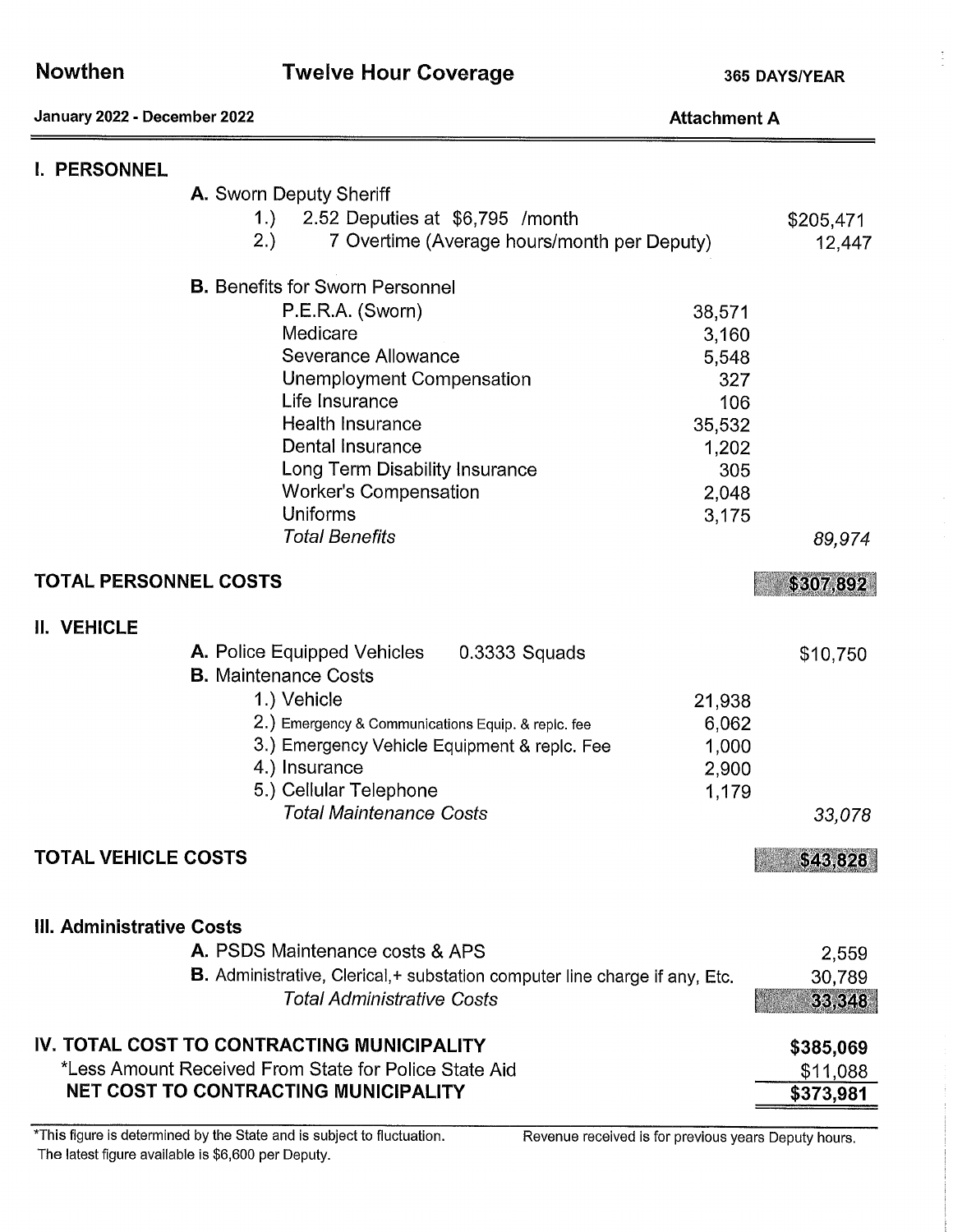**Nowthen** | **Twelve Hour Coverage** | **365 DAYS/YEAR**

**January 2022 - December 2022** | **Attachment A**

| | | | |
|---|---|---|---|
| **I. PERSONNEL** | | | |
| | **A.** Sworn Deputy Sheriff | | |
| | 1.) 2.52 Deputies at $6,795 /month | | $205,471 |
| | 2.) 7 Overtime (Average hours/month per Deputy) | | 12,447 |
| | **B.** Benefits for Sworn Personnel | | |
| | P.E.R.A. (Sworn) | 38,571 | |
| | Medicare | 3,160 | |
| | Severance Allowance | 5,548 | |
| | Unemployment Compensation | 327 | |
| | Life Insurance | 106 | |
| | Health Insurance | 35,532 | |
| | Dental Insurance | 1,202 | |
| | Long Term Disability Insurance | 305 | |
| | Worker's Compensation | 2,048 | |
| | Uniforms | 3,175 | |
| | *Total Benefits* | | *89,974* |
| **TOTAL PERSONNEL COSTS** | | | **$307,892** |
| **II. VEHICLE** | | | |
| | **A.** Police Equipped Vehicles 0.3333 Squads | | $10,750 |
| | **B.** Maintenance Costs | | |
| | 1.) Vehicle | 21,938 | |
| | 2.) Emergency & Communications Equip. & replc. fee | 6,062 | |
| | 3.) Emergency Vehicle Equipment & replc. Fee | 1,000 | |
| | 4.) Insurance | 2,900 | |
| | 5.) Cellular Telephone | 1,179 | |
| | *Total Maintenance Costs* | | *33,078* |
| **TOTAL VEHICLE COSTS** | | | **$43,828** |
| **III. Administrative Costs** | | | |
| | **A.** PSDS Maintenance costs & APS | | 2,559 |
| | **B.** Administrative, Clerical,+ substation computer line charge if any, Etc. | | 30,789 |
| | *Total Administrative Costs* | | **33,348** |
| **IV. TOTAL COST TO CONTRACTING MUNICIPALITY** | | | **$385,069** |
| *Less Amount Received From State for Police State Aid | | | $11,088 |
| **NET COST TO CONTRACTING MUNICIPALITY** | | | **$373,981** |

*This figure is determined by the State and is subject to fluctuation. The latest figure available is $6,600 per Deputy.

Revenue received is for previous years Deputy hours.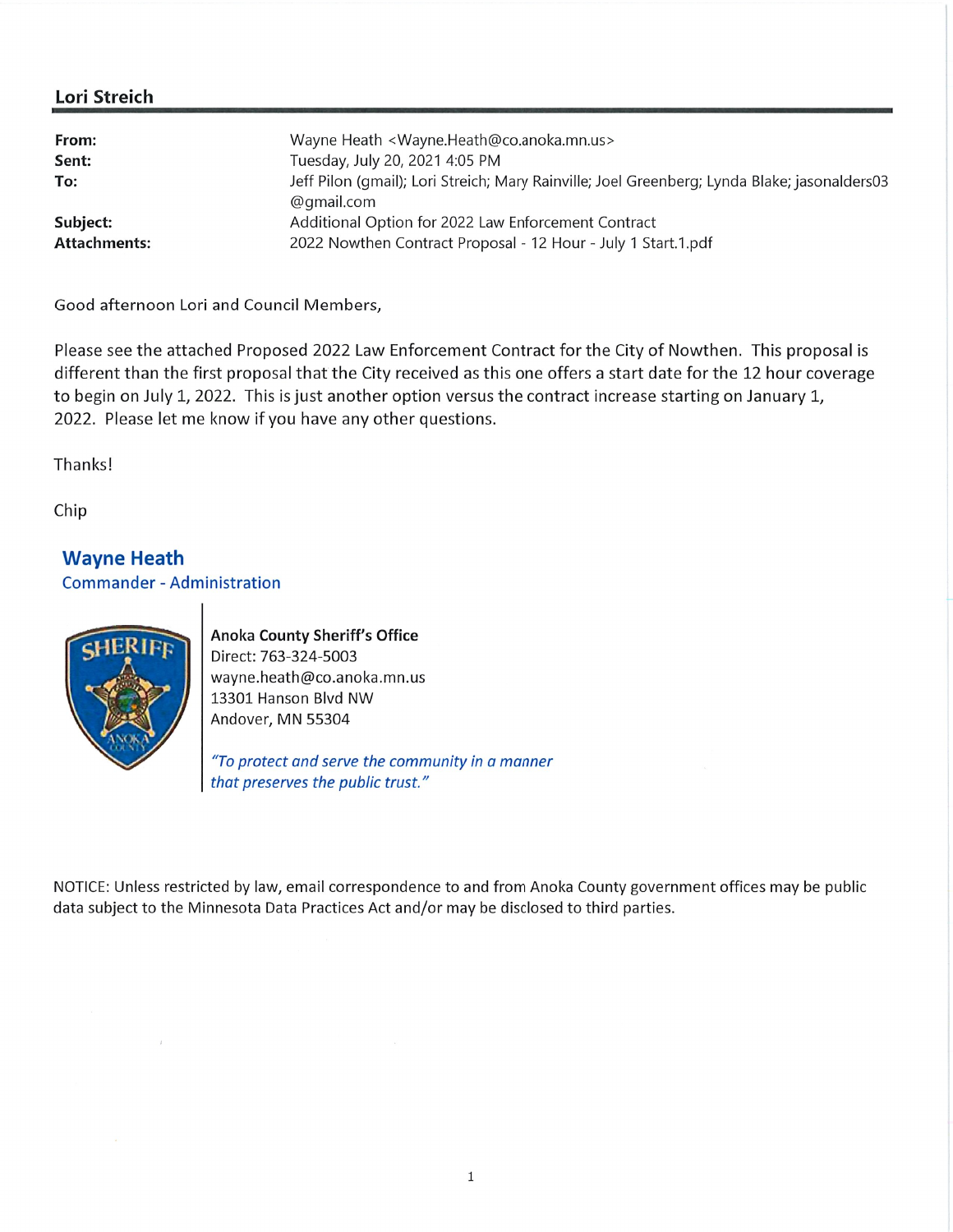## Lori Streich

| | |
|---|---|
| **From:** | Wayne Heath <Wayne.Heath@co.anoka.mn.us> |
| **Sent:** | Tuesday, July 20, 2021 4:05 PM |
| **To:** | Jeff Pilon (gmail); Lori Streich; Mary Rainville; Joel Greenberg; Lynda Blake; jasonalders03@gmail.com |
| **Subject:** | Additional Option for 2022 Law Enforcement Contract |
| **Attachments:** | 2022 Nowthen Contract Proposal - 12 Hour - July 1 Start.1.pdf |

Good afternoon Lori and Council Members,

Please see the attached Proposed 2022 Law Enforcement Contract for the City of Nowthen. This proposal is different than the first proposal that the City received as this one offers a start date for the 12 hour coverage to begin on July 1, 2022. This is just another option versus the contract increase starting on January 1, 2022. Please let me know if you have any other questions.

Thanks!

Chip

**Wayne Heath**
Commander - Administration

**Anoka County Sheriff's Office**
Direct: 763-324-5003
wayne.heath@co.anoka.mn.us
13301 Hanson Blvd NW
Andover, MN 55304

*"To protect and serve the community in a manner that preserves the public trust."*

NOTICE: Unless restricted by law, email correspondence to and from Anoka County government offices may be public data subject to the Minnesota Data Practices Act and/or may be disclosed to third parties.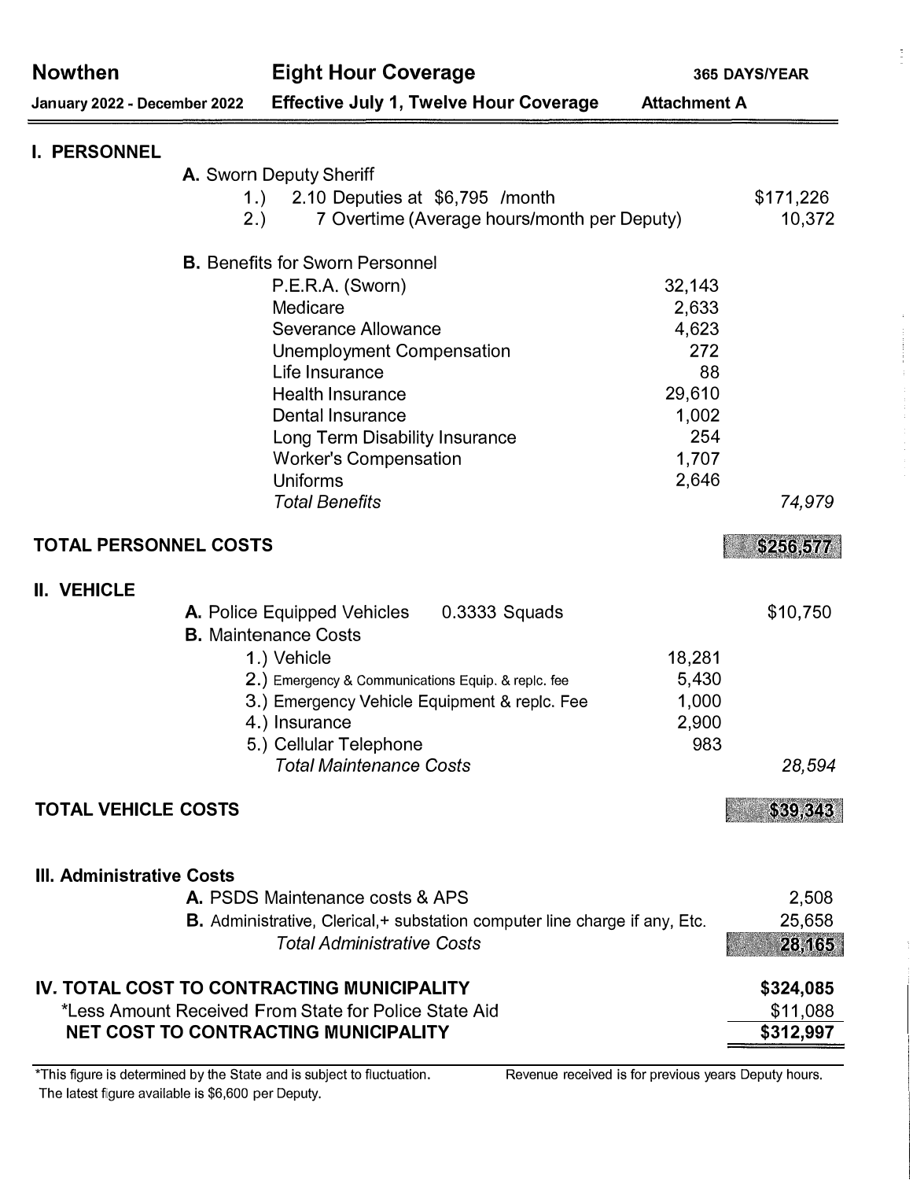**Nowthen** | **Eight Hour Coverage** | **365 DAYS/YEAR**

**January 2022 - December 2022** | **Effective July 1, Twelve Hour Coverage** | **Attachment A**

| | | | |
|---|---|---|---|
| **I. PERSONNEL** | | | |
| **A.** Sworn Deputy Sheriff | | | |
| 1.) 2.10 Deputies at $6,795 /month | | | $171,226 |
| 2.) 7 Overtime (Average hours/month per Deputy) | | | 10,372 |
| **B.** Benefits for Sworn Personnel | | | |
| P.E.R.A. (Sworn) | | 32,143 | |
| Medicare | | 2,633 | |
| Severance Allowance | | 4,623 | |
| Unemployment Compensation | | 272 | |
| Life Insurance | | 88 | |
| Health Insurance | | 29,610 | |
| Dental Insurance | | 1,002 | |
| Long Term Disability Insurance | | 254 | |
| Worker's Compensation | | 1,707 | |
| Uniforms | | 2,646 | |
| *Total Benefits* | | | *74,979* |
| **TOTAL PERSONNEL COSTS** | | | **$256,577** |
| **II. VEHICLE** | | | |
| **A.** Police Equipped Vehicles | 0.3333 Squads | | $10,750 |
| **B.** Maintenance Costs | | | |
| 1.) Vehicle | | 18,281 | |
| 2.) Emergency & Communications Equip. & replc. fee | | 5,430 | |
| 3.) Emergency Vehicle Equipment & replc. Fee | | 1,000 | |
| 4.) Insurance | | 2,900 | |
| 5.) Cellular Telephone | | 983 | |
| *Total Maintenance Costs* | | | *28,594* |
| **TOTAL VEHICLE COSTS** | | | **$39,343** |
| **III. Administrative Costs** | | | |
| **A.** PSDS Maintenance costs & APS | | | 2,508 |
| **B.** Administrative, Clerical,+ substation computer line charge if any, Etc. | | | 25,658 |
| *Total Administrative Costs* | | | **28,165** |
| **IV. TOTAL COST TO CONTRACTING MUNICIPALITY** | | | **$324,085** |
| *Less Amount Received From State for Police State Aid | | | $11,088 |
| **NET COST TO CONTRACTING MUNICIPALITY** | | | **$312,997** |

*This figure is determined by the State and is subject to fluctuation. The latest figure available is $6,600 per Deputy.

Revenue received is for previous years Deputy hours.